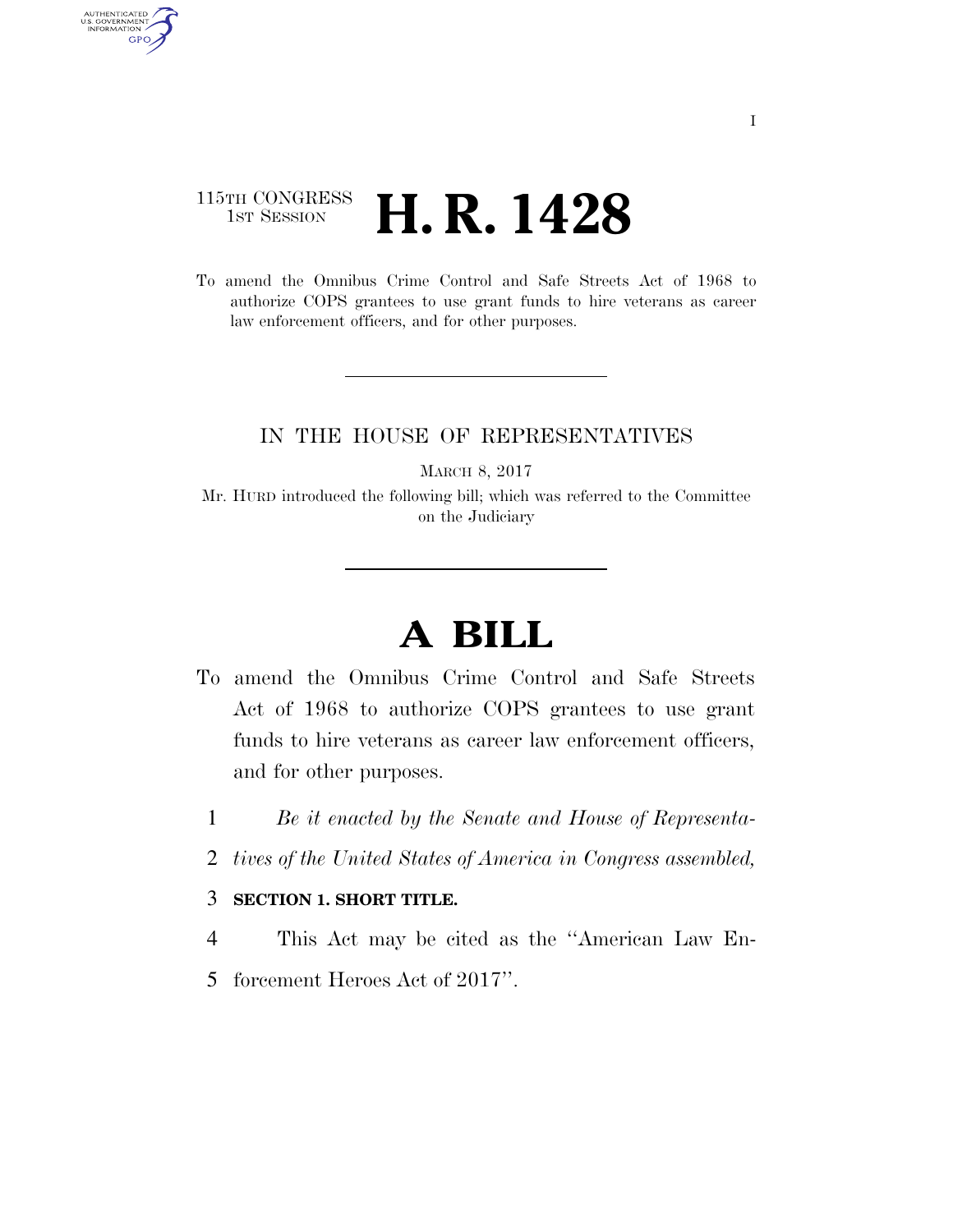I

115TH CONGRESS
1ST SESSION

# H. R. 1428

To amend the Omnibus Crime Control and Safe Streets Act of 1968 to authorize COPS grantees to use grant funds to hire veterans as career law enforcement officers, and for other purposes.

IN THE HOUSE OF REPRESENTATIVES

MARCH 8, 2017

Mr. HURD introduced the following bill; which was referred to the Committee on the Judiciary

# A BILL

To amend the Omnibus Crime Control and Safe Streets Act of 1968 to authorize COPS grantees to use grant funds to hire veterans as career law enforcement officers, and for other purposes.

1 *Be it enacted by the Senate and House of Representa-*
2 *tives of the United States of America in Congress assembled,*

3 **SECTION 1. SHORT TITLE.**

4 This Act may be cited as the ''American Law En-
5 forcement Heroes Act of 2017''.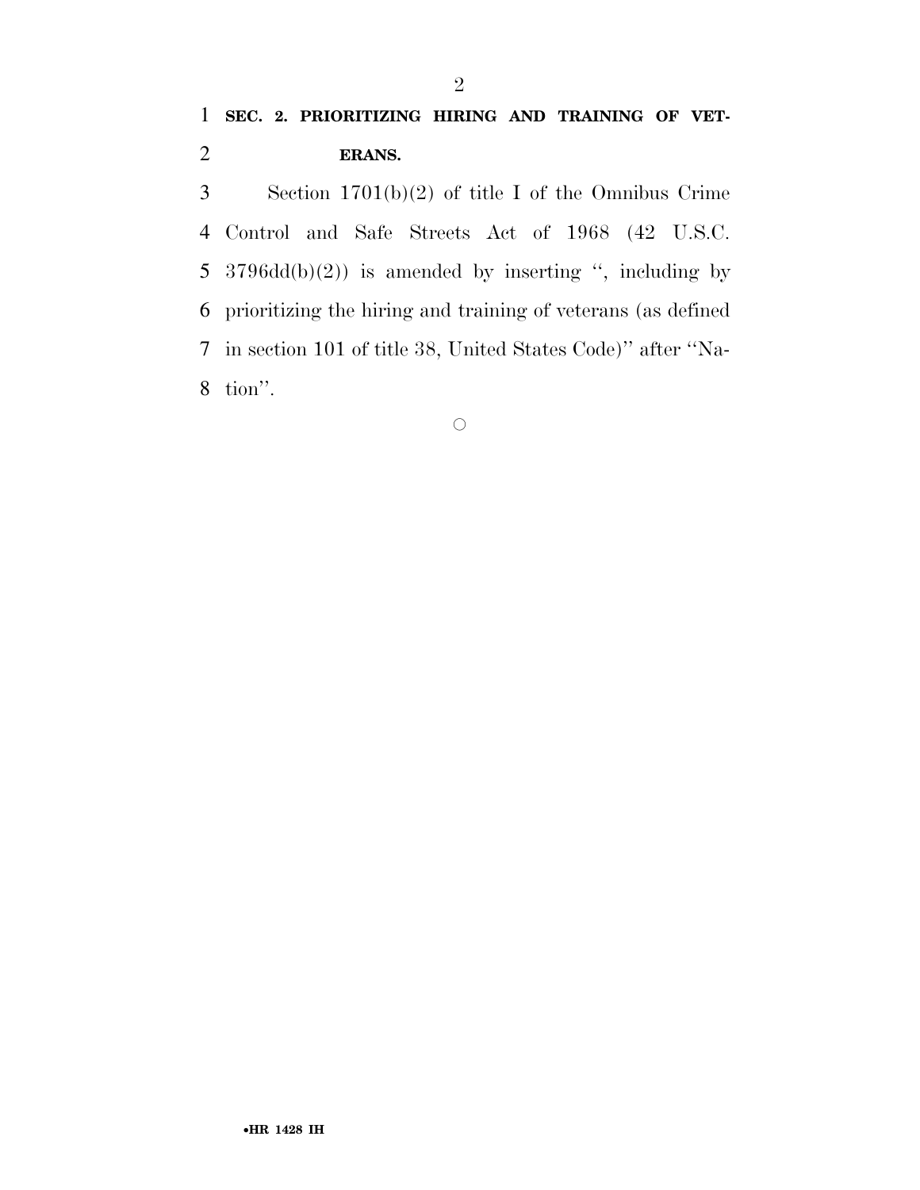**SEC. 2. PRIORITIZING HIRING AND TRAINING OF VETERANS.**

Section 1701(b)(2) of title I of the Omnibus Crime Control and Safe Streets Act of 1968 (42 U.S.C. 3796dd(b)(2)) is amended by inserting '', including by prioritizing the hiring and training of veterans (as defined in section 101 of title 38, United States Code)'' after ''Nation''.

○